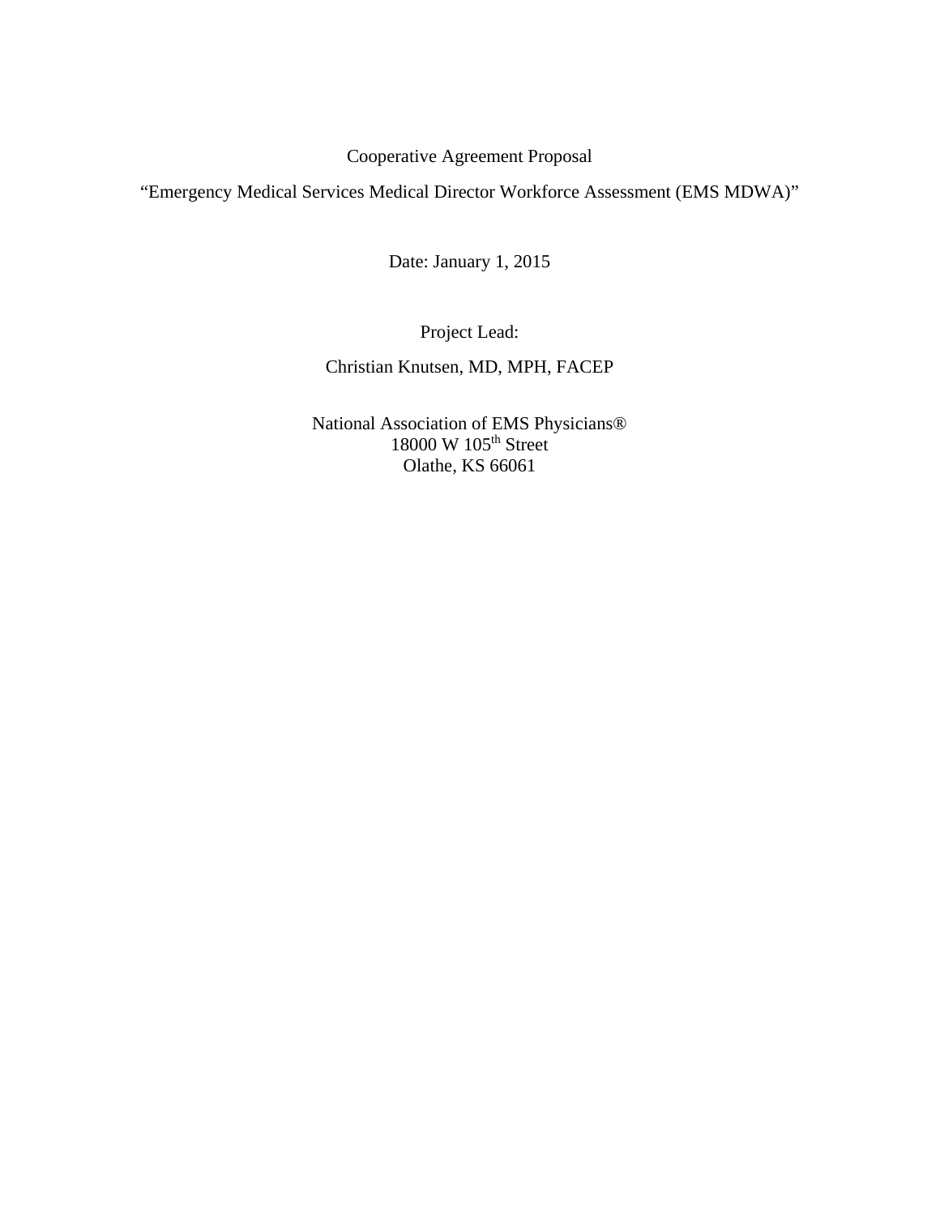Cooperative Agreement Proposal

"Emergency Medical Services Medical Director Workforce Assessment (EMS MDWA)"

Date: January 1, 2015

Project Lead:

Christian Knutsen, MD, MPH, FACEP

National Association of EMS Physicians®
18000 W 105th Street
Olathe, KS 66061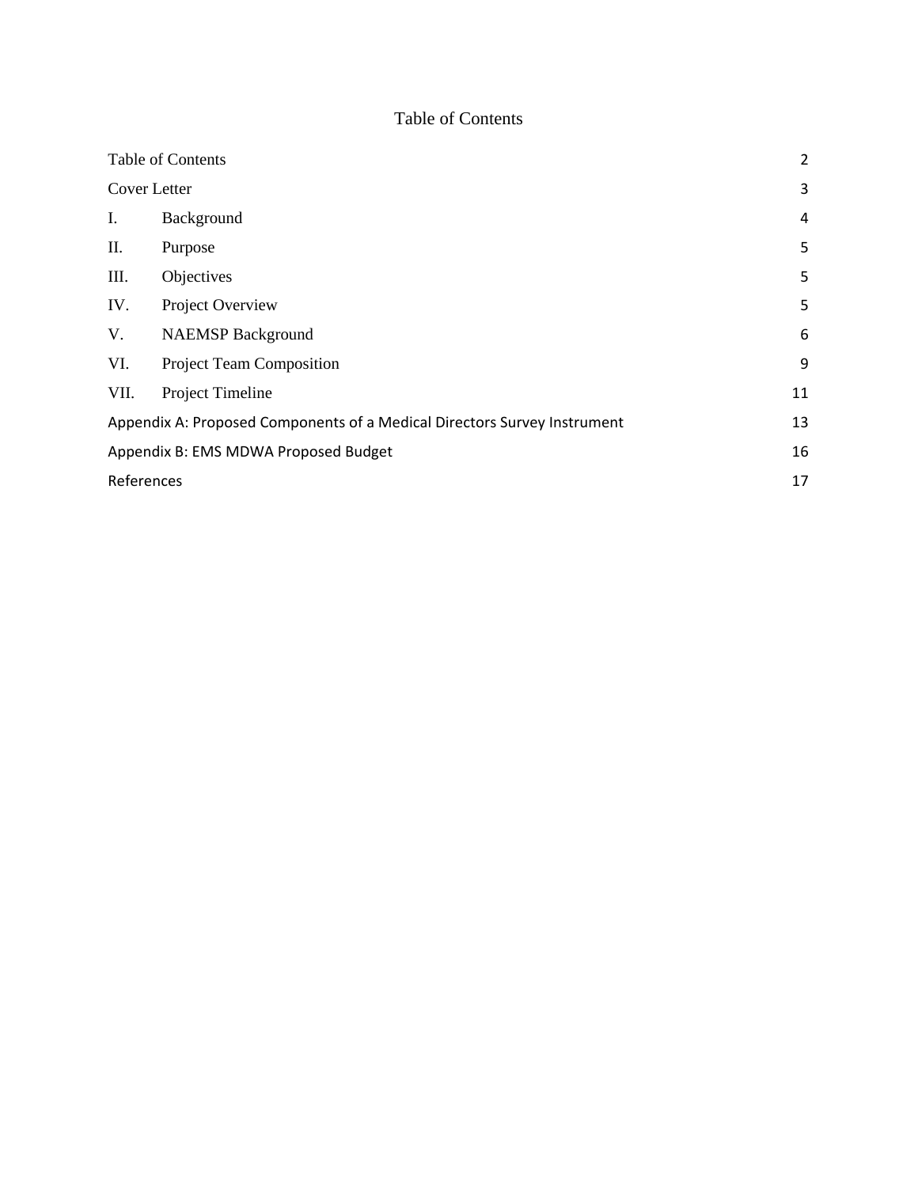# Table of Contents

| | |
|---|---|
| Table of Contents | 2 |
| Cover Letter | 3 |
| I. Background | 4 |
| II. Purpose | 5 |
| III. Objectives | 5 |
| IV. Project Overview | 5 |
| V. NAEMSP Background | 6 |
| VI. Project Team Composition | 9 |
| VII. Project Timeline | 11 |
| Appendix A: Proposed Components of a Medical Directors Survey Instrument | 13 |
| Appendix B: EMS MDWA Proposed Budget | 16 |
| References | 17 |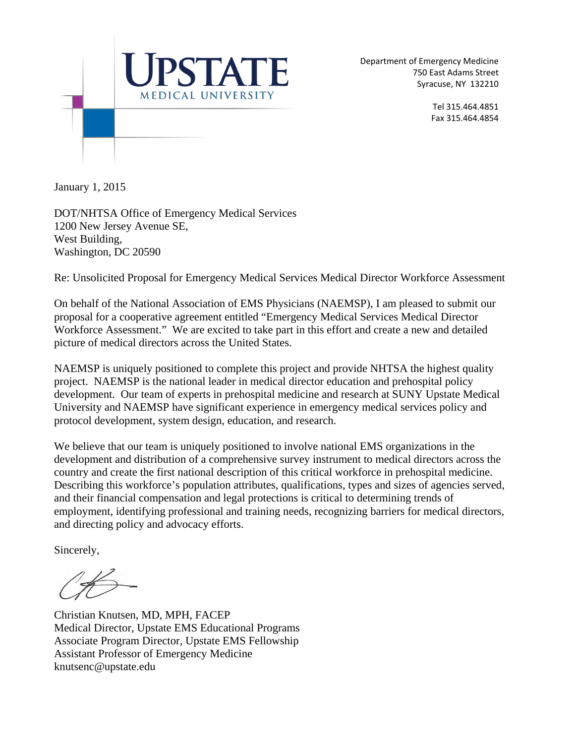UPSTATE
MEDICAL UNIVERSITY

Department of Emergency Medicine
750 East Adams Street
Syracuse, NY 132210

Tel 315.464.4851
Fax 315.464.4854

January 1, 2015

DOT/NHTSA Office of Emergency Medical Services
1200 New Jersey Avenue SE,
West Building,
Washington, DC 20590

Re: Unsolicited Proposal for Emergency Medical Services Medical Director Workforce Assessment

On behalf of the National Association of EMS Physicians (NAEMSP), I am pleased to submit our proposal for a cooperative agreement entitled "Emergency Medical Services Medical Director Workforce Assessment." We are excited to take part in this effort and create a new and detailed picture of medical directors across the United States.

NAEMSP is uniquely positioned to complete this project and provide NHTSA the highest quality project. NAEMSP is the national leader in medical director education and prehospital policy development. Our team of experts in prehospital medicine and research at SUNY Upstate Medical University and NAEMSP have significant experience in emergency medical services policy and protocol development, system design, education, and research.

We believe that our team is uniquely positioned to involve national EMS organizations in the development and distribution of a comprehensive survey instrument to medical directors across the country and create the first national description of this critical workforce in prehospital medicine. Describing this workforce's population attributes, qualifications, types and sizes of agencies served, and their financial compensation and legal protections is critical to determining trends of employment, identifying professional and training needs, recognizing barriers for medical directors, and directing policy and advocacy efforts.

Sincerely,

Christian Knutsen, MD, MPH, FACEP
Medical Director, Upstate EMS Educational Programs
Associate Program Director, Upstate EMS Fellowship
Assistant Professor of Emergency Medicine
knutsenc@upstate.edu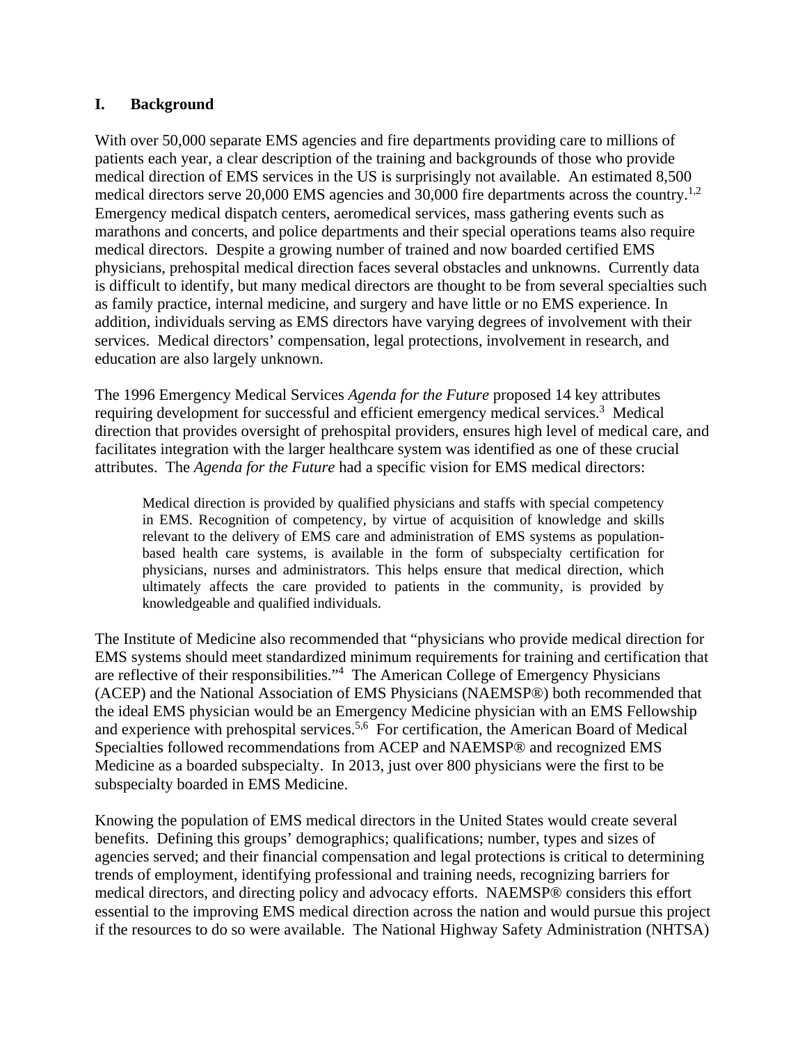## I. Background

With over 50,000 separate EMS agencies and fire departments providing care to millions of patients each year, a clear description of the training and backgrounds of those who provide medical direction of EMS services in the US is surprisingly not available. An estimated 8,500 medical directors serve 20,000 EMS agencies and 30,000 fire departments across the country.[1,2] Emergency medical dispatch centers, aeromedical services, mass gathering events such as marathons and concerts, and police departments and their special operations teams also require medical directors. Despite a growing number of trained and now boarded certified EMS physicians, prehospital medical direction faces several obstacles and unknowns. Currently data is difficult to identify, but many medical directors are thought to be from several specialties such as family practice, internal medicine, and surgery and have little or no EMS experience. In addition, individuals serving as EMS directors have varying degrees of involvement with their services. Medical directors' compensation, legal protections, involvement in research, and education are also largely unknown.

The 1996 Emergency Medical Services *Agenda for the Future* proposed 14 key attributes requiring development for successful and efficient emergency medical services.[3] Medical direction that provides oversight of prehospital providers, ensures high level of medical care, and facilitates integration with the larger healthcare system was identified as one of these crucial attributes. The *Agenda for the Future* had a specific vision for EMS medical directors:

> Medical direction is provided by qualified physicians and staffs with special competency in EMS. Recognition of competency, by virtue of acquisition of knowledge and skills relevant to the delivery of EMS care and administration of EMS systems as population-based health care systems, is available in the form of subspecialty certification for physicians, nurses and administrators. This helps ensure that medical direction, which ultimately affects the care provided to patients in the community, is provided by knowledgeable and qualified individuals.

The Institute of Medicine also recommended that "physicians who provide medical direction for EMS systems should meet standardized minimum requirements for training and certification that are reflective of their responsibilities."[4] The American College of Emergency Physicians (ACEP) and the National Association of EMS Physicians (NAEMSP®) both recommended that the ideal EMS physician would be an Emergency Medicine physician with an EMS Fellowship and experience with prehospital services.[5,6] For certification, the American Board of Medical Specialties followed recommendations from ACEP and NAEMSP® and recognized EMS Medicine as a boarded subspecialty. In 2013, just over 800 physicians were the first to be subspecialty boarded in EMS Medicine.

Knowing the population of EMS medical directors in the United States would create several benefits. Defining this groups' demographics; qualifications; number, types and sizes of agencies served; and their financial compensation and legal protections is critical to determining trends of employment, identifying professional and training needs, recognizing barriers for medical directors, and directing policy and advocacy efforts. NAEMSP® considers this effort essential to the improving EMS medical direction across the nation and would pursue this project if the resources to do so were available. The National Highway Safety Administration (NHTSA)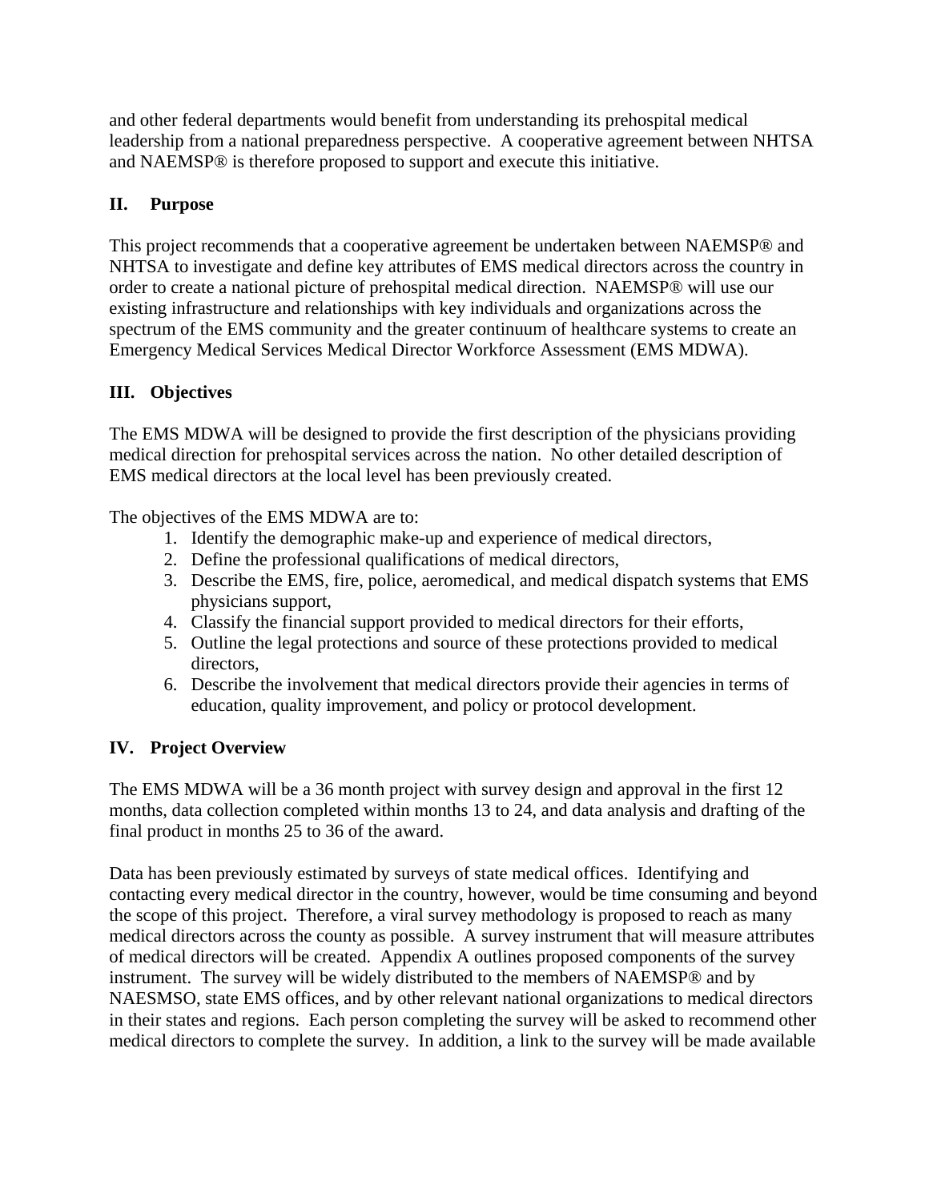and other federal departments would benefit from understanding its prehospital medical leadership from a national preparedness perspective. A cooperative agreement between NHTSA and NAEMSP® is therefore proposed to support and execute this initiative.

## II. Purpose

This project recommends that a cooperative agreement be undertaken between NAEMSP® and NHTSA to investigate and define key attributes of EMS medical directors across the country in order to create a national picture of prehospital medical direction. NAEMSP® will use our existing infrastructure and relationships with key individuals and organizations across the spectrum of the EMS community and the greater continuum of healthcare systems to create an Emergency Medical Services Medical Director Workforce Assessment (EMS MDWA).

## III. Objectives

The EMS MDWA will be designed to provide the first description of the physicians providing medical direction for prehospital services across the nation. No other detailed description of EMS medical directors at the local level has been previously created.

The objectives of the EMS MDWA are to:

1. Identify the demographic make-up and experience of medical directors,
2. Define the professional qualifications of medical directors,
3. Describe the EMS, fire, police, aeromedical, and medical dispatch systems that EMS physicians support,
4. Classify the financial support provided to medical directors for their efforts,
5. Outline the legal protections and source of these protections provided to medical directors,
6. Describe the involvement that medical directors provide their agencies in terms of education, quality improvement, and policy or protocol development.

## IV. Project Overview

The EMS MDWA will be a 36 month project with survey design and approval in the first 12 months, data collection completed within months 13 to 24, and data analysis and drafting of the final product in months 25 to 36 of the award.

Data has been previously estimated by surveys of state medical offices. Identifying and contacting every medical director in the country, however, would be time consuming and beyond the scope of this project. Therefore, a viral survey methodology is proposed to reach as many medical directors across the county as possible. A survey instrument that will measure attributes of medical directors will be created. Appendix A outlines proposed components of the survey instrument. The survey will be widely distributed to the members of NAEMSP® and by NAESMSO, state EMS offices, and by other relevant national organizations to medical directors in their states and regions. Each person completing the survey will be asked to recommend other medical directors to complete the survey. In addition, a link to the survey will be made available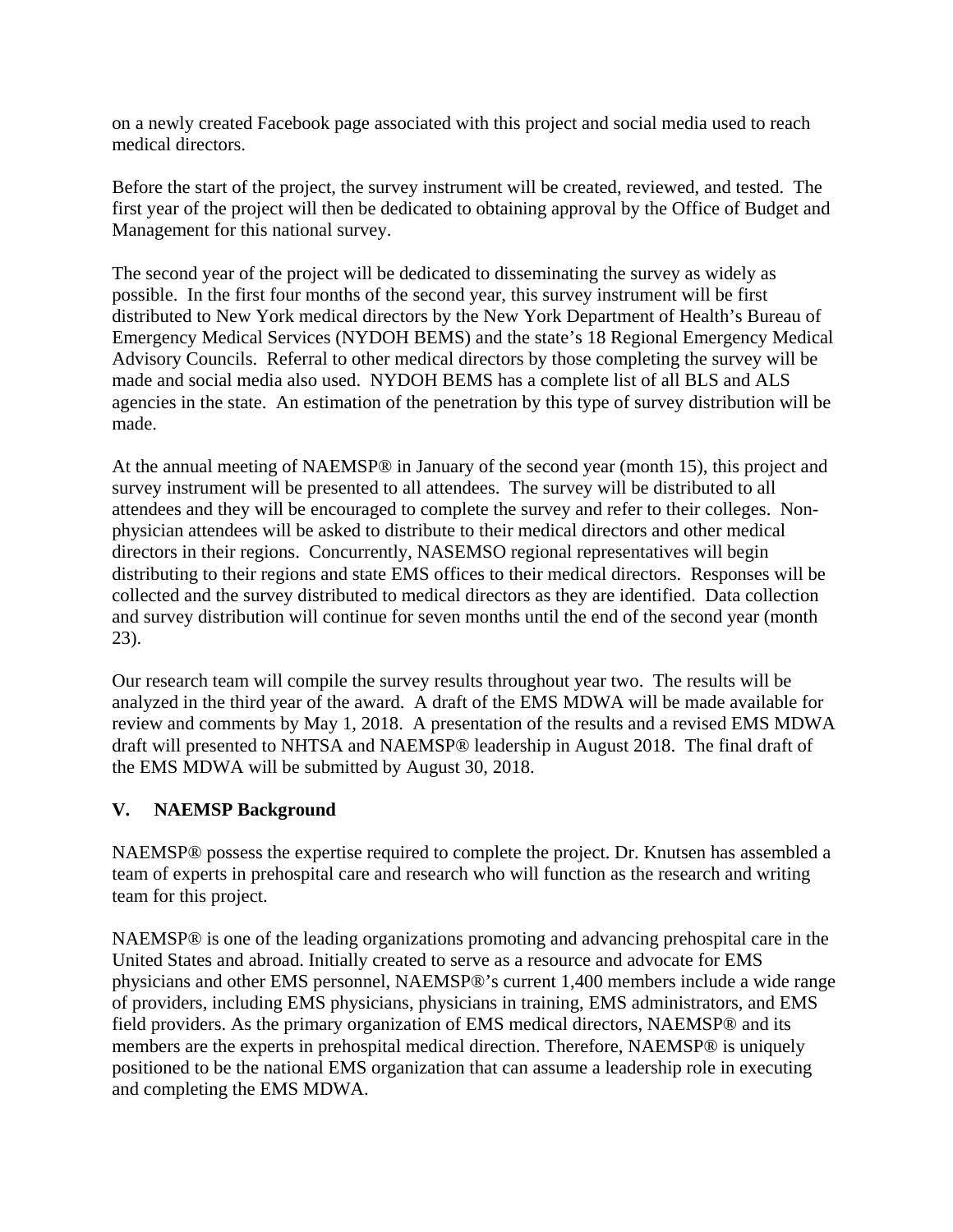on a newly created Facebook page associated with this project and social media used to reach medical directors.

Before the start of the project, the survey instrument will be created, reviewed, and tested. The first year of the project will then be dedicated to obtaining approval by the Office of Budget and Management for this national survey.

The second year of the project will be dedicated to disseminating the survey as widely as possible. In the first four months of the second year, this survey instrument will be first distributed to New York medical directors by the New York Department of Health's Bureau of Emergency Medical Services (NYDOH BEMS) and the state's 18 Regional Emergency Medical Advisory Councils. Referral to other medical directors by those completing the survey will be made and social media also used. NYDOH BEMS has a complete list of all BLS and ALS agencies in the state. An estimation of the penetration by this type of survey distribution will be made.

At the annual meeting of NAEMSP® in January of the second year (month 15), this project and survey instrument will be presented to all attendees. The survey will be distributed to all attendees and they will be encouraged to complete the survey and refer to their colleges. Non-physician attendees will be asked to distribute to their medical directors and other medical directors in their regions. Concurrently, NASEMSO regional representatives will begin distributing to their regions and state EMS offices to their medical directors. Responses will be collected and the survey distributed to medical directors as they are identified. Data collection and survey distribution will continue for seven months until the end of the second year (month 23).

Our research team will compile the survey results throughout year two. The results will be analyzed in the third year of the award. A draft of the EMS MDWA will be made available for review and comments by May 1, 2018. A presentation of the results and a revised EMS MDWA draft will presented to NHTSA and NAEMSP® leadership in August 2018. The final draft of the EMS MDWA will be submitted by August 30, 2018.

## V. NAEMSP Background

NAEMSP® possess the expertise required to complete the project. Dr. Knutsen has assembled a team of experts in prehospital care and research who will function as the research and writing team for this project.

NAEMSP® is one of the leading organizations promoting and advancing prehospital care in the United States and abroad. Initially created to serve as a resource and advocate for EMS physicians and other EMS personnel, NAEMSP®'s current 1,400 members include a wide range of providers, including EMS physicians, physicians in training, EMS administrators, and EMS field providers. As the primary organization of EMS medical directors, NAEMSP® and its members are the experts in prehospital medical direction. Therefore, NAEMSP® is uniquely positioned to be the national EMS organization that can assume a leadership role in executing and completing the EMS MDWA.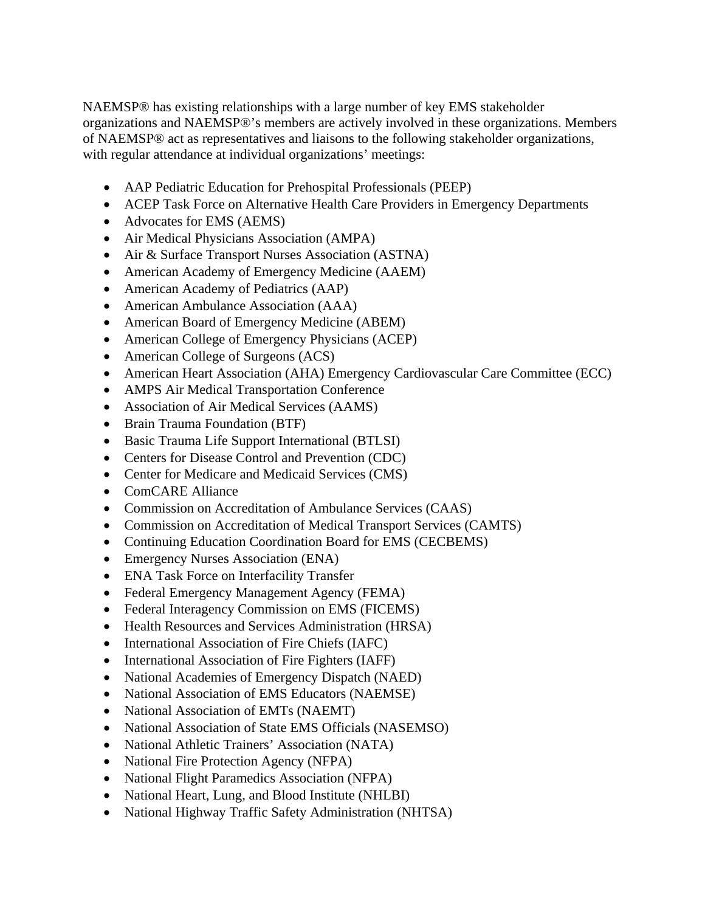NAEMSP® has existing relationships with a large number of key EMS stakeholder organizations and NAEMSP®'s members are actively involved in these organizations. Members of NAEMSP® act as representatives and liaisons to the following stakeholder organizations, with regular attendance at individual organizations' meetings:

- AAP Pediatric Education for Prehospital Professionals (PEEP)
- ACEP Task Force on Alternative Health Care Providers in Emergency Departments
- Advocates for EMS (AEMS)
- Air Medical Physicians Association (AMPA)
- Air & Surface Transport Nurses Association (ASTNA)
- American Academy of Emergency Medicine (AAEM)
- American Academy of Pediatrics (AAP)
- American Ambulance Association (AAA)
- American Board of Emergency Medicine (ABEM)
- American College of Emergency Physicians (ACEP)
- American College of Surgeons (ACS)
- American Heart Association (AHA) Emergency Cardiovascular Care Committee (ECC)
- AMPS Air Medical Transportation Conference
- Association of Air Medical Services (AAMS)
- Brain Trauma Foundation (BTF)
- Basic Trauma Life Support International (BTLSI)
- Centers for Disease Control and Prevention (CDC)
- Center for Medicare and Medicaid Services (CMS)
- ComCARE Alliance
- Commission on Accreditation of Ambulance Services (CAAS)
- Commission on Accreditation of Medical Transport Services (CAMTS)
- Continuing Education Coordination Board for EMS (CECBEMS)
- Emergency Nurses Association (ENA)
- ENA Task Force on Interfacility Transfer
- Federal Emergency Management Agency (FEMA)
- Federal Interagency Commission on EMS (FICEMS)
- Health Resources and Services Administration (HRSA)
- International Association of Fire Chiefs (IAFC)
- International Association of Fire Fighters (IAFF)
- National Academies of Emergency Dispatch (NAED)
- National Association of EMS Educators (NAEMSE)
- National Association of EMTs (NAEMT)
- National Association of State EMS Officials (NASEMSO)
- National Athletic Trainers' Association (NATA)
- National Fire Protection Agency (NFPA)
- National Flight Paramedics Association (NFPA)
- National Heart, Lung, and Blood Institute (NHLBI)
- National Highway Traffic Safety Administration (NHTSA)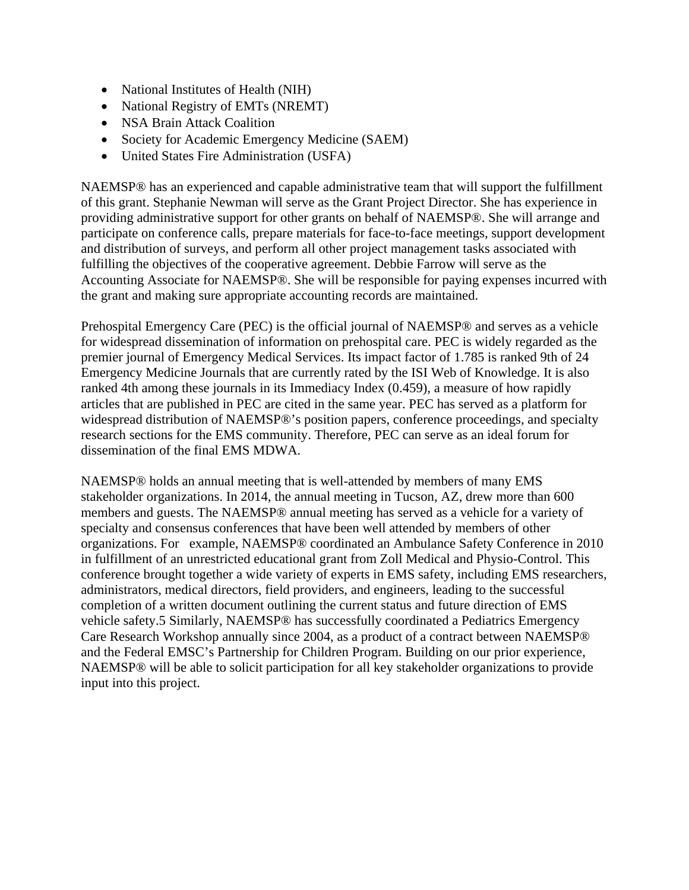- National Institutes of Health (NIH)
- National Registry of EMTs (NREMT)
- NSA Brain Attack Coalition
- Society for Academic Emergency Medicine (SAEM)
- United States Fire Administration (USFA)

NAEMSP® has an experienced and capable administrative team that will support the fulfillment of this grant. Stephanie Newman will serve as the Grant Project Director. She has experience in providing administrative support for other grants on behalf of NAEMSP®. She will arrange and participate on conference calls, prepare materials for face-to-face meetings, support development and distribution of surveys, and perform all other project management tasks associated with fulfilling the objectives of the cooperative agreement. Debbie Farrow will serve as the Accounting Associate for NAEMSP®. She will be responsible for paying expenses incurred with the grant and making sure appropriate accounting records are maintained.

Prehospital Emergency Care (PEC) is the official journal of NAEMSP® and serves as a vehicle for widespread dissemination of information on prehospital care. PEC is widely regarded as the premier journal of Emergency Medical Services. Its impact factor of 1.785 is ranked 9th of 24 Emergency Medicine Journals that are currently rated by the ISI Web of Knowledge. It is also ranked 4th among these journals in its Immediacy Index (0.459), a measure of how rapidly articles that are published in PEC are cited in the same year. PEC has served as a platform for widespread distribution of NAEMSP®'s position papers, conference proceedings, and specialty research sections for the EMS community. Therefore, PEC can serve as an ideal forum for dissemination of the final EMS MDWA.

NAEMSP® holds an annual meeting that is well-attended by members of many EMS stakeholder organizations. In 2014, the annual meeting in Tucson, AZ, drew more than 600 members and guests. The NAEMSP® annual meeting has served as a vehicle for a variety of specialty and consensus conferences that have been well attended by members of other organizations. For example, NAEMSP® coordinated an Ambulance Safety Conference in 2010 in fulfillment of an unrestricted educational grant from Zoll Medical and Physio-Control. This conference brought together a wide variety of experts in EMS safety, including EMS researchers, administrators, medical directors, field providers, and engineers, leading to the successful completion of a written document outlining the current status and future direction of EMS vehicle safety.[5] Similarly, NAEMSP® has successfully coordinated a Pediatrics Emergency Care Research Workshop annually since 2004, as a product of a contract between NAEMSP® and the Federal EMSC's Partnership for Children Program. Building on our prior experience, NAEMSP® will be able to solicit participation for all key stakeholder organizations to provide input into this project.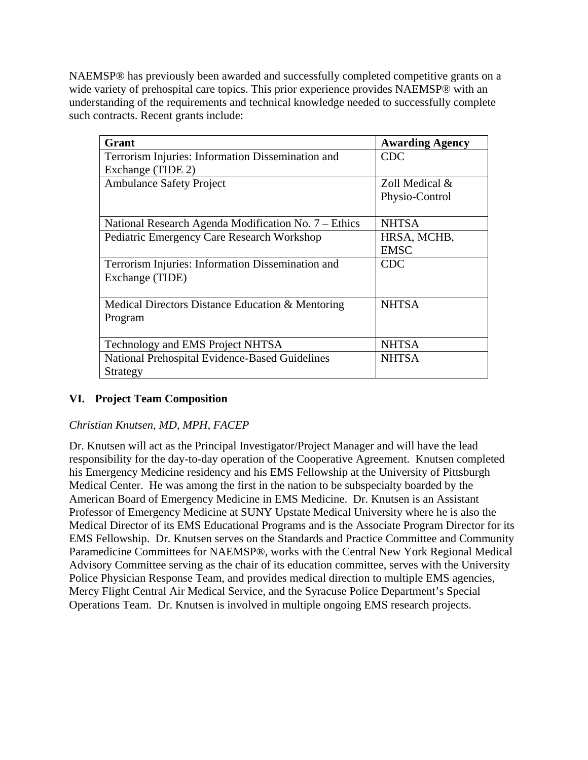NAEMSP® has previously been awarded and successfully completed competitive grants on a wide variety of prehospital care topics. This prior experience provides NAEMSP® with an understanding of the requirements and technical knowledge needed to successfully complete such contracts. Recent grants include:

| Grant | Awarding Agency |
|---|---|
| Terrorism Injuries: Information Dissemination and Exchange (TIDE 2) | CDC |
| Ambulance Safety Project | Zoll Medical & Physio-Control |
| National Research Agenda Modification No. 7 – Ethics | NHTSA |
| Pediatric Emergency Care Research Workshop | HRSA, MCHB, EMSC |
| Terrorism Injuries: Information Dissemination and Exchange (TIDE) | CDC |
| Medical Directors Distance Education & Mentoring Program | NHTSA |
| Technology and EMS Project NHTSA | NHTSA |
| National Prehospital Evidence-Based Guidelines Strategy | NHTSA |

## VI. Project Team Composition

*Christian Knutsen, MD, MPH, FACEP*

Dr. Knutsen will act as the Principal Investigator/Project Manager and will have the lead responsibility for the day-to-day operation of the Cooperative Agreement. Knutsen completed his Emergency Medicine residency and his EMS Fellowship at the University of Pittsburgh Medical Center. He was among the first in the nation to be subspecialty boarded by the American Board of Emergency Medicine in EMS Medicine. Dr. Knutsen is an Assistant Professor of Emergency Medicine at SUNY Upstate Medical University where he is also the Medical Director of its EMS Educational Programs and is the Associate Program Director for its EMS Fellowship. Dr. Knutsen serves on the Standards and Practice Committee and Community Paramedicine Committees for NAEMSP®, works with the Central New York Regional Medical Advisory Committee serving as the chair of its education committee, serves with the University Police Physician Response Team, and provides medical direction to multiple EMS agencies, Mercy Flight Central Air Medical Service, and the Syracuse Police Department's Special Operations Team. Dr. Knutsen is involved in multiple ongoing EMS research projects.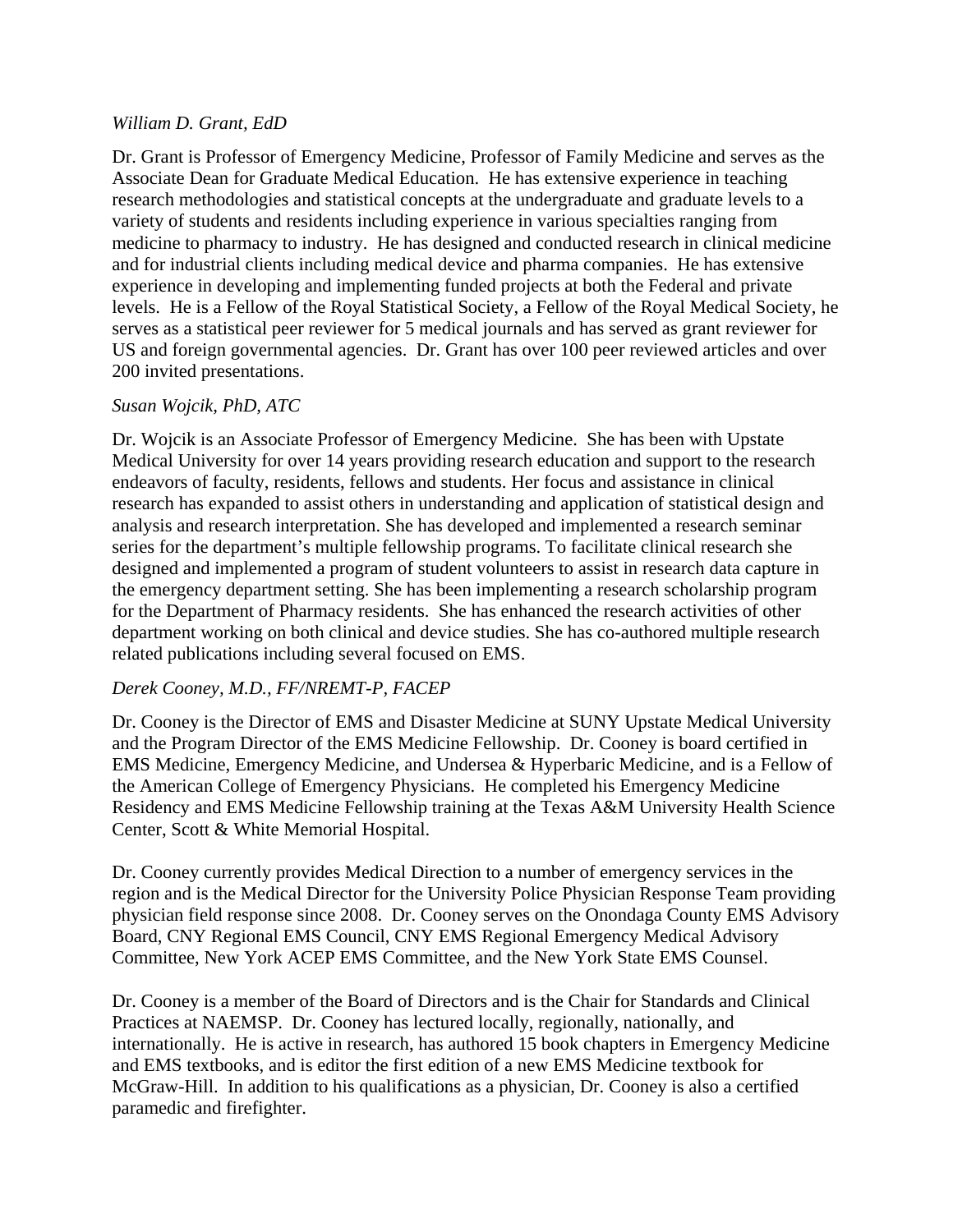*William D. Grant, EdD*

Dr. Grant is Professor of Emergency Medicine, Professor of Family Medicine and serves as the Associate Dean for Graduate Medical Education. He has extensive experience in teaching research methodologies and statistical concepts at the undergraduate and graduate levels to a variety of students and residents including experience in various specialties ranging from medicine to pharmacy to industry. He has designed and conducted research in clinical medicine and for industrial clients including medical device and pharma companies. He has extensive experience in developing and implementing funded projects at both the Federal and private levels. He is a Fellow of the Royal Statistical Society, a Fellow of the Royal Medical Society, he serves as a statistical peer reviewer for 5 medical journals and has served as grant reviewer for US and foreign governmental agencies. Dr. Grant has over 100 peer reviewed articles and over 200 invited presentations.

*Susan Wojcik, PhD, ATC*

Dr. Wojcik is an Associate Professor of Emergency Medicine. She has been with Upstate Medical University for over 14 years providing research education and support to the research endeavors of faculty, residents, fellows and students. Her focus and assistance in clinical research has expanded to assist others in understanding and application of statistical design and analysis and research interpretation. She has developed and implemented a research seminar series for the department's multiple fellowship programs. To facilitate clinical research she designed and implemented a program of student volunteers to assist in research data capture in the emergency department setting. She has been implementing a research scholarship program for the Department of Pharmacy residents. She has enhanced the research activities of other department working on both clinical and device studies. She has co-authored multiple research related publications including several focused on EMS.

*Derek Cooney, M.D., FF/NREMT-P, FACEP*

Dr. Cooney is the Director of EMS and Disaster Medicine at SUNY Upstate Medical University and the Program Director of the EMS Medicine Fellowship. Dr. Cooney is board certified in EMS Medicine, Emergency Medicine, and Undersea & Hyperbaric Medicine, and is a Fellow of the American College of Emergency Physicians. He completed his Emergency Medicine Residency and EMS Medicine Fellowship training at the Texas A&M University Health Science Center, Scott & White Memorial Hospital.

Dr. Cooney currently provides Medical Direction to a number of emergency services in the region and is the Medical Director for the University Police Physician Response Team providing physician field response since 2008. Dr. Cooney serves on the Onondaga County EMS Advisory Board, CNY Regional EMS Council, CNY EMS Regional Emergency Medical Advisory Committee, New York ACEP EMS Committee, and the New York State EMS Counsel.

Dr. Cooney is a member of the Board of Directors and is the Chair for Standards and Clinical Practices at NAEMSP. Dr. Cooney has lectured locally, regionally, nationally, and internationally. He is active in research, has authored 15 book chapters in Emergency Medicine and EMS textbooks, and is editor the first edition of a new EMS Medicine textbook for McGraw-Hill. In addition to his qualifications as a physician, Dr. Cooney is also a certified paramedic and firefighter.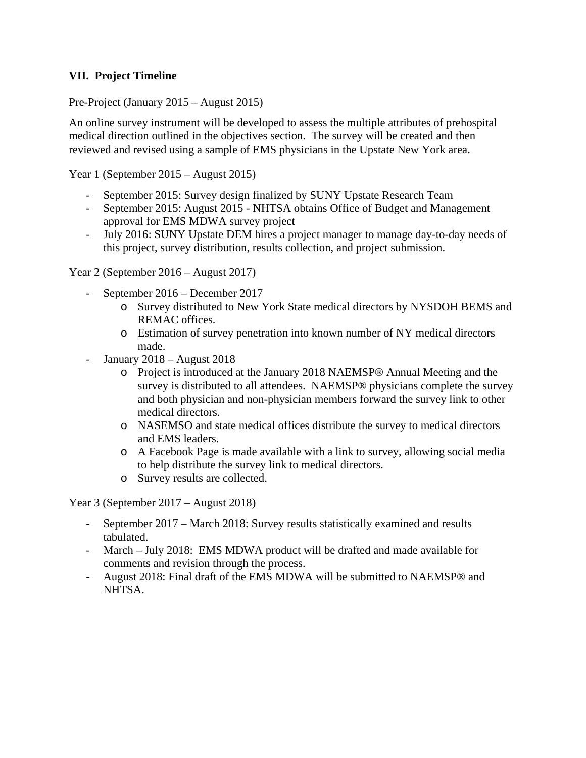### VII. Project Timeline

Pre-Project (January 2015 – August 2015)

An online survey instrument will be developed to assess the multiple attributes of prehospital medical direction outlined in the objectives section. The survey will be created and then reviewed and revised using a sample of EMS physicians in the Upstate New York area.

Year 1 (September 2015 – August 2015)

- September 2015: Survey design finalized by SUNY Upstate Research Team
- September 2015: August 2015 - NHTSA obtains Office of Budget and Management approval for EMS MDWA survey project
- July 2016: SUNY Upstate DEM hires a project manager to manage day-to-day needs of this project, survey distribution, results collection, and project submission.

Year 2 (September 2016 – August 2017)

- September 2016 – December 2017
  - Survey distributed to New York State medical directors by NYSDOH BEMS and REMAC offices.
  - Estimation of survey penetration into known number of NY medical directors made.
- January 2018 – August 2018
  - Project is introduced at the January 2018 NAEMSP® Annual Meeting and the survey is distributed to all attendees. NAEMSP® physicians complete the survey and both physician and non-physician members forward the survey link to other medical directors.
  - NASEMSO and state medical offices distribute the survey to medical directors and EMS leaders.
  - A Facebook Page is made available with a link to survey, allowing social media to help distribute the survey link to medical directors.
  - Survey results are collected.

Year 3 (September 2017 – August 2018)

- September 2017 – March 2018: Survey results statistically examined and results tabulated.
- March – July 2018: EMS MDWA product will be drafted and made available for comments and revision through the process.
- August 2018: Final draft of the EMS MDWA will be submitted to NAEMSP® and NHTSA.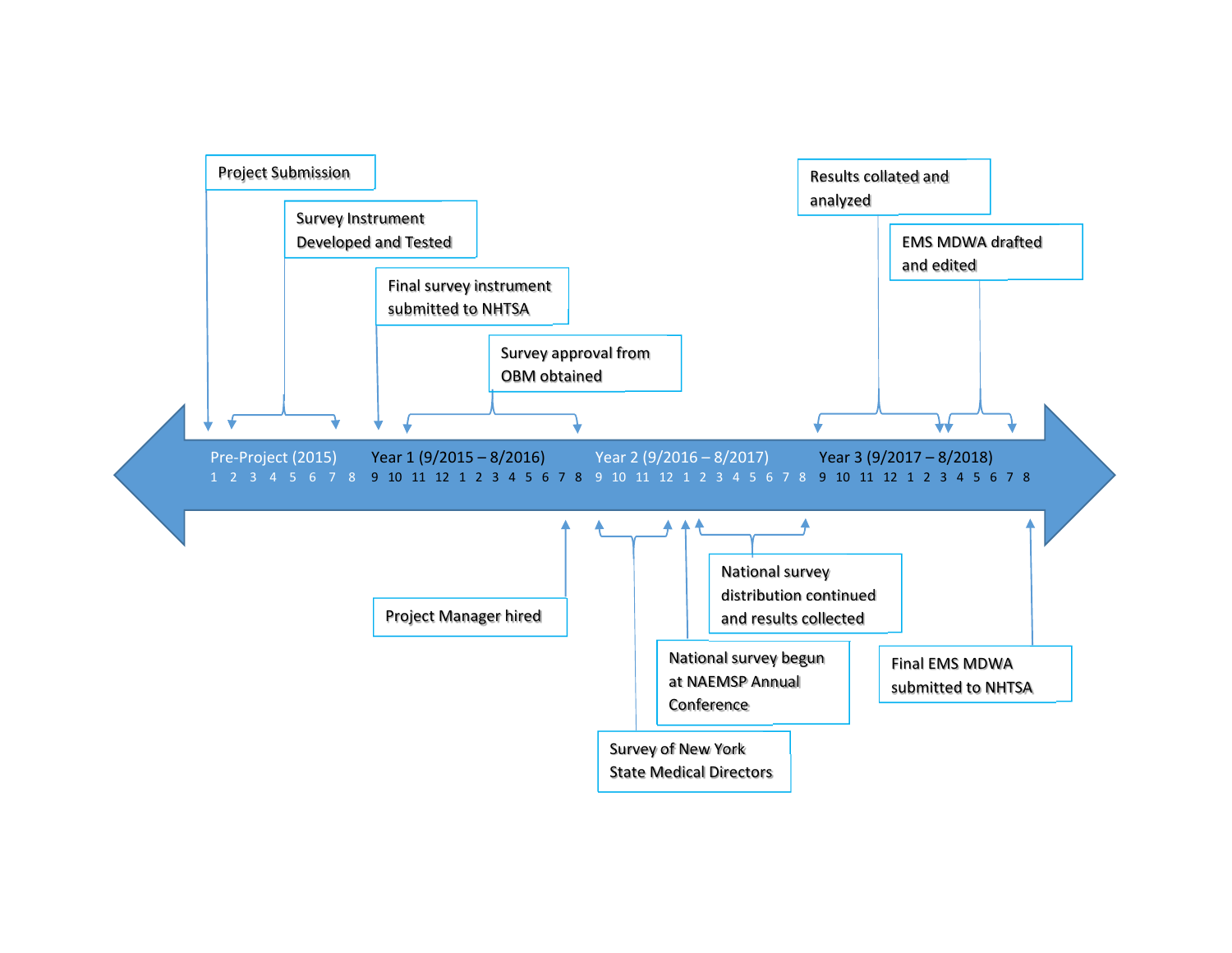Project Submission

Survey Instrument Developed and Tested

Final survey instrument submitted to NHTSA

Survey approval from OBM obtained

Results collated and analyzed

EMS MDWA drafted and edited

Pre-Project (2015) | Year 1 (9/2015 – 8/2016) | Year 2 (9/2016 – 8/2017) | Year 3 (9/2017 – 8/2018)

1 2 3 4 5 6 7 8 | 9 10 11 12 1 2 3 4 5 6 7 8 | 9 10 11 12 1 2 3 4 5 6 7 8 | 9 10 11 12 1 2 3 4 5 6 7 8

Project Manager hired

National survey distribution continued and results collected

National survey begun at NAEMSP Annual Conference

Final EMS MDWA submitted to NHTSA

Survey of New York State Medical Directors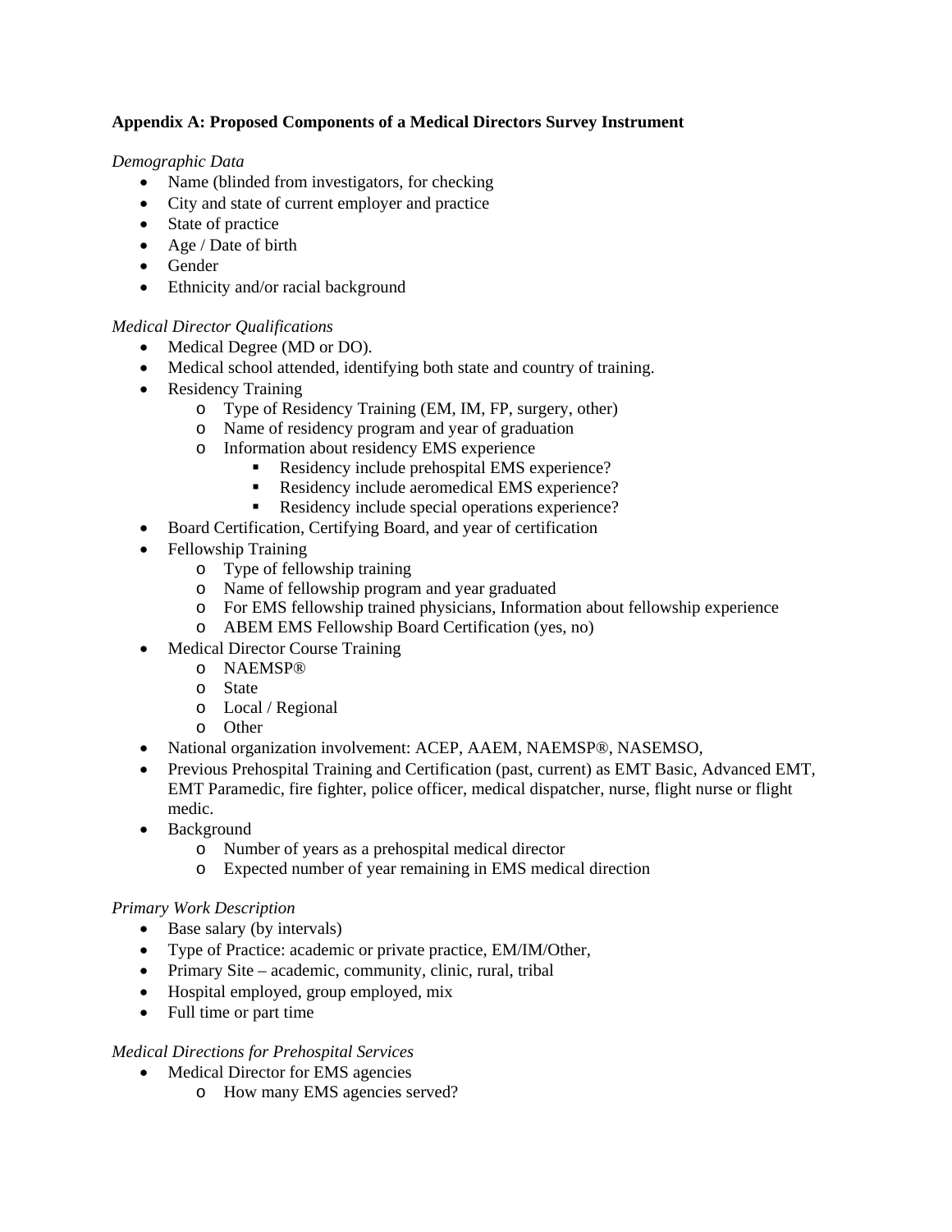**Appendix A: Proposed Components of a Medical Directors Survey Instrument**

*Demographic Data*

- Name (blinded from investigators, for checking
- City and state of current employer and practice
- State of practice
- Age / Date of birth
- Gender
- Ethnicity and/or racial background

*Medical Director Qualifications*

- Medical Degree (MD or DO).
- Medical school attended, identifying both state and country of training.
- Residency Training
    - Type of Residency Training (EM, IM, FP, surgery, other)
    - Name of residency program and year of graduation
    - Information about residency EMS experience
        - Residency include prehospital EMS experience?
        - Residency include aeromedical EMS experience?
        - Residency include special operations experience?
- Board Certification, Certifying Board, and year of certification
- Fellowship Training
    - Type of fellowship training
    - Name of fellowship program and year graduated
    - For EMS fellowship trained physicians, Information about fellowship experience
    - ABEM EMS Fellowship Board Certification (yes, no)
- Medical Director Course Training
    - NAEMSP®
    - State
    - Local / Regional
    - Other
- National organization involvement: ACEP, AAEM, NAEMSP®, NASEMSO,
- Previous Prehospital Training and Certification (past, current) as EMT Basic, Advanced EMT, EMT Paramedic, fire fighter, police officer, medical dispatcher, nurse, flight nurse or flight medic.
- Background
    - Number of years as a prehospital medical director
    - Expected number of year remaining in EMS medical direction

*Primary Work Description*

- Base salary (by intervals)
- Type of Practice: academic or private practice, EM/IM/Other,
- Primary Site – academic, community, clinic, rural, tribal
- Hospital employed, group employed, mix
- Full time or part time

*Medical Directions for Prehospital Services*

- Medical Director for EMS agencies
    - How many EMS agencies served?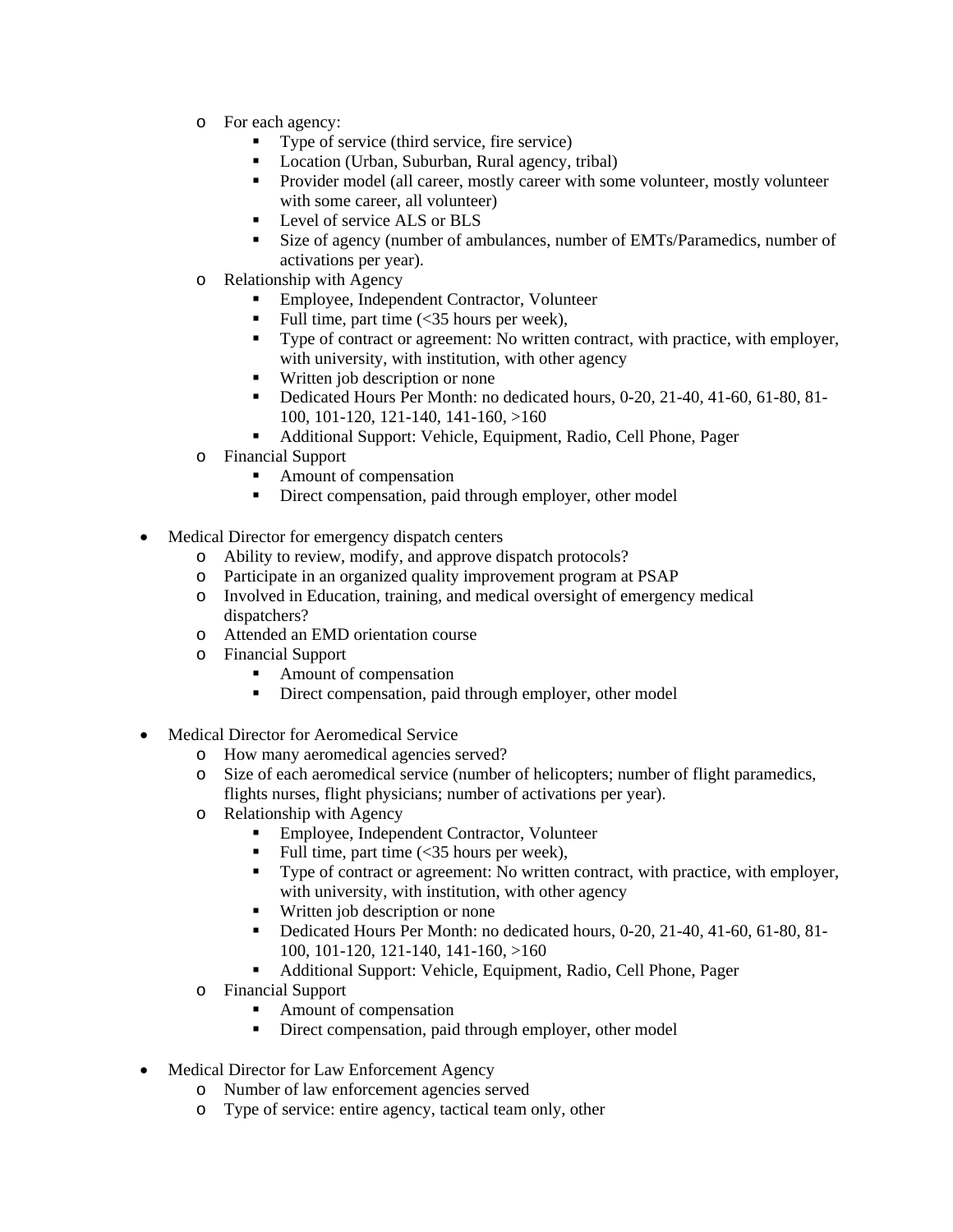- For each agency:
    - Type of service (third service, fire service)
    - Location (Urban, Suburban, Rural agency, tribal)
    - Provider model (all career, mostly career with some volunteer, mostly volunteer with some career, all volunteer)
    - Level of service ALS or BLS
    - Size of agency (number of ambulances, number of EMTs/Paramedics, number of activations per year).
  - Relationship with Agency
    - Employee, Independent Contractor, Volunteer
    - Full time, part time (<35 hours per week),
    - Type of contract or agreement: No written contract, with practice, with employer, with university, with institution, with other agency
    - Written job description or none
    - Dedicated Hours Per Month: no dedicated hours, 0-20, 21-40, 41-60, 61-80, 81-100, 101-120, 121-140, 141-160, >160
    - Additional Support: Vehicle, Equipment, Radio, Cell Phone, Pager
  - Financial Support
    - Amount of compensation
    - Direct compensation, paid through employer, other model

- Medical Director for emergency dispatch centers
  - Ability to review, modify, and approve dispatch protocols?
  - Participate in an organized quality improvement program at PSAP
  - Involved in Education, training, and medical oversight of emergency medical dispatchers?
  - Attended an EMD orientation course
  - Financial Support
    - Amount of compensation
    - Direct compensation, paid through employer, other model

- Medical Director for Aeromedical Service
  - How many aeromedical agencies served?
  - Size of each aeromedical service (number of helicopters; number of flight paramedics, flights nurses, flight physicians; number of activations per year).
  - Relationship with Agency
    - Employee, Independent Contractor, Volunteer
    - Full time, part time (<35 hours per week),
    - Type of contract or agreement: No written contract, with practice, with employer, with university, with institution, with other agency
    - Written job description or none
    - Dedicated Hours Per Month: no dedicated hours, 0-20, 21-40, 41-60, 61-80, 81-100, 101-120, 121-140, 141-160, >160
    - Additional Support: Vehicle, Equipment, Radio, Cell Phone, Pager
  - Financial Support
    - Amount of compensation
    - Direct compensation, paid through employer, other model

- Medical Director for Law Enforcement Agency
  - Number of law enforcement agencies served
  - Type of service: entire agency, tactical team only, other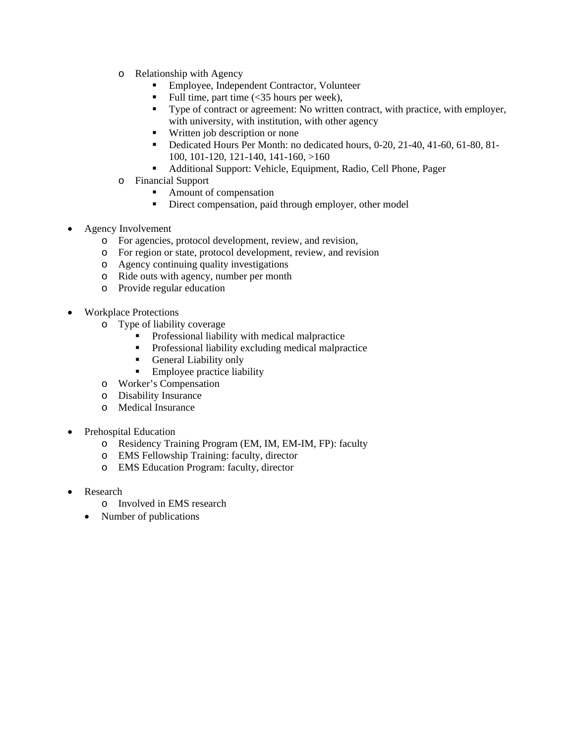- Relationship with Agency
    - Employee, Independent Contractor, Volunteer
    - Full time, part time (<35 hours per week),
    - Type of contract or agreement: No written contract, with practice, with employer, with university, with institution, with other agency
    - Written job description or none
    - Dedicated Hours Per Month: no dedicated hours, 0-20, 21-40, 41-60, 61-80, 81-100, 101-120, 121-140, 141-160, >160
    - Additional Support: Vehicle, Equipment, Radio, Cell Phone, Pager
  - Financial Support
    - Amount of compensation
    - Direct compensation, paid through employer, other model

- Agency Involvement
  - For agencies, protocol development, review, and revision,
  - For region or state, protocol development, review, and revision
  - Agency continuing quality investigations
  - Ride outs with agency, number per month
  - Provide regular education

- Workplace Protections
  - Type of liability coverage
    - Professional liability with medical malpractice
    - Professional liability excluding medical malpractice
    - General Liability only
    - Employee practice liability
  - Worker's Compensation
  - Disability Insurance
  - Medical Insurance

- Prehospital Education
  - Residency Training Program (EM, IM, EM-IM, FP): faculty
  - EMS Fellowship Training: faculty, director
  - EMS Education Program: faculty, director

- Research
  - Involved in EMS research
  - Number of publications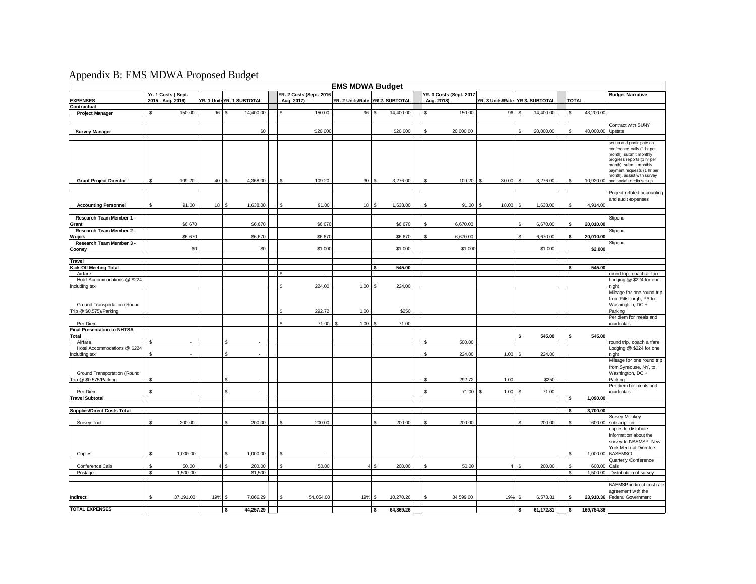# Appendix B: EMS MDWA Proposed Budget

**EMS MDWA Budget**

| EXPENSES | Yr. 1 Costs ( Sept. 2015 - Aug. 2016) | YR. 1 Units | YR. 1 SUBTOTAL | YR. 2 Costs (Sept. 2016 - Aug. 2017) | YR. 2 Units/Rate | YR 2. SUBTOTAL | YR. 3 Costs (Sept. 2017 - Aug. 2018) | YR. 3 Units/Rate | YR 3. SUBTOTAL | TOTAL | Budget Narrative |
|---|---|---|---|---|---|---|---|---|---|---|---|
| **Contractual** | | | | | | | | | | | |
| **Project Manager** | $ 150.00 | 96 | $ 14,400.00 | $ 150.00 | 96 | $ 14,400.00 | $ 150.00 | 96 | $ 14,400.00 | $ 43,200.00 | |
| **Survey Manager** | | | $0 | $20,000 | | $20,000 | $ 20,000.00 | | $ 20,000.00 | $ 40,000.00 | Contract with SUNY Upstate |
| **Grant Project Director** | $ 109.20 | 40 | $ 4,368.00 | $ 109.20 | 30 | $ 3,276.00 | $ 109.20 | $ 30.00 | $ 3,276.00 | $ 10,920.00 | set up and participate on conference calls (1 hr per month), submit monthly progress reports (1 hr per month), submit monthly payment requests (1 hr per month), assist with survey and social media set-up |
| **Accounting Personnel** | $ 91.00 | 18 | $ 1,638.00 | $ 91.00 | 18 | $ 1,638.00 | $ 91.00 | $ 18.00 | $ 1,638.00 | $ 4,914.00 | Project-related accounting and audit expenses |
| **Research Team Member 1 - Grant** | $6,670 | | $6,670 | $6,670 | | $6,670 | $ 6,670.00 | | $ 6,670.00 | **$ 20,010.00** | Stipend |
| **Research Team Member 2 - Wojcik** | $6,670 | | $6,670 | $6,670 | | $6,670 | $ 6,670.00 | | $ 6,670.00 | **$ 20,010.00** | Stipend |
| **Research Team Member 3 - Cooney** | $0 | | $0 | $1,000 | | $1,000 | $1,000 | | $1,000 | **$2,000** | Stipend |
| **Travel** | | | | | | | | | | | |
| **Kick-Off Meeting Total** | | | | | | **$ 545.00** | | | | **$ 545.00** | |
| Airfare | | | | $ - | | | | | | | round trip, coach airfare |
| Hotel Accommodations @ $224 including tax | | | | $ 224.00 | 1.00 | $ 224.00 | | | | | Lodging @ $224 for one night |
| Ground Transportation (Round Trip @ $0.575)/Parking | | | | $ 292.72 | 1.00 | $250 | | | | | Mileage for one round trip from Pittsburgh, PA to Washington, DC + Parking |
| Per Diem | | | | $ 71.00 | $ 1.00 | $ 71.00 | | | | | Per diem for meals and incidentals |
| **Final Presentation to NHTSA Total** | | | | | | | | | **$ 545.00** | **$ 545.00** | |
| Airfare | $ - | | $ - | | | | $ 500.00 | | | | round trip, coach airfare |
| Hotel Accommodations @ $224 including tax | $ - | | $ - | | | | $ 224.00 | 1.00 | $ 224.00 | | Lodging @ $224 for one night |
| Ground Transportation (Round Trip @ $0.575/Parking | $ - | | $ - | | | | $ 292.72 | 1.00 | $250 | | Mileage for one round trip from Syracuse, NY, to Washington, DC + Parking |
| Per Diem | $ - | | $ - | | | | $ 71.00 | $ 1.00 | $ 71.00 | | Per diem for meals and incidentals |
| **Travel Subtotal** | | | | | | | | | | **$ 1,090.00** | |
| **Supplies/Direct Costs Total** | | | | | | | | | | **$ 3,700.00** | |
| Survey Tool | $ 200.00 | | $ 200.00 | $ 200.00 | | $ 200.00 | $ 200.00 | | $ 200.00 | $ 600.00 | Survey Monkey subscription |
| Copies | $ 1,000.00 | | $ 1,000.00 | $ - | | | | | | $ 1,000.00 | copies to distribute information about the survey to NAEMSP, New York Medical Directors, NASEMSO |
| Conference Calls | $ 50.00 | 4 | $ 200.00 | $ 50.00 | 4 | $ 200.00 | $ 50.00 | 4 | $ 200.00 | $ 600.00 | Quarterly Conference Calls |
| Postage | $ 1,500.00 | | $1,500 | | | | | | | $ 1,500.00 | Distribution of survey |
| **Indirect** | $ 37,191.00 | 19% | $ 7,066.29 | $ 54,054.00 | 19% | $ 10,270.26 | $ 34,599.00 | 19% | $ 6,573.81 | **$ 23,910.36** | NAEMSP indirect cost rate agreement with the Federal Government |
| **TOTAL EXPENSES** | | | **$ 44,257.29** | | | **$ 64,869.26** | | | **$ 61,172.81** | **$ 169,754.36** | |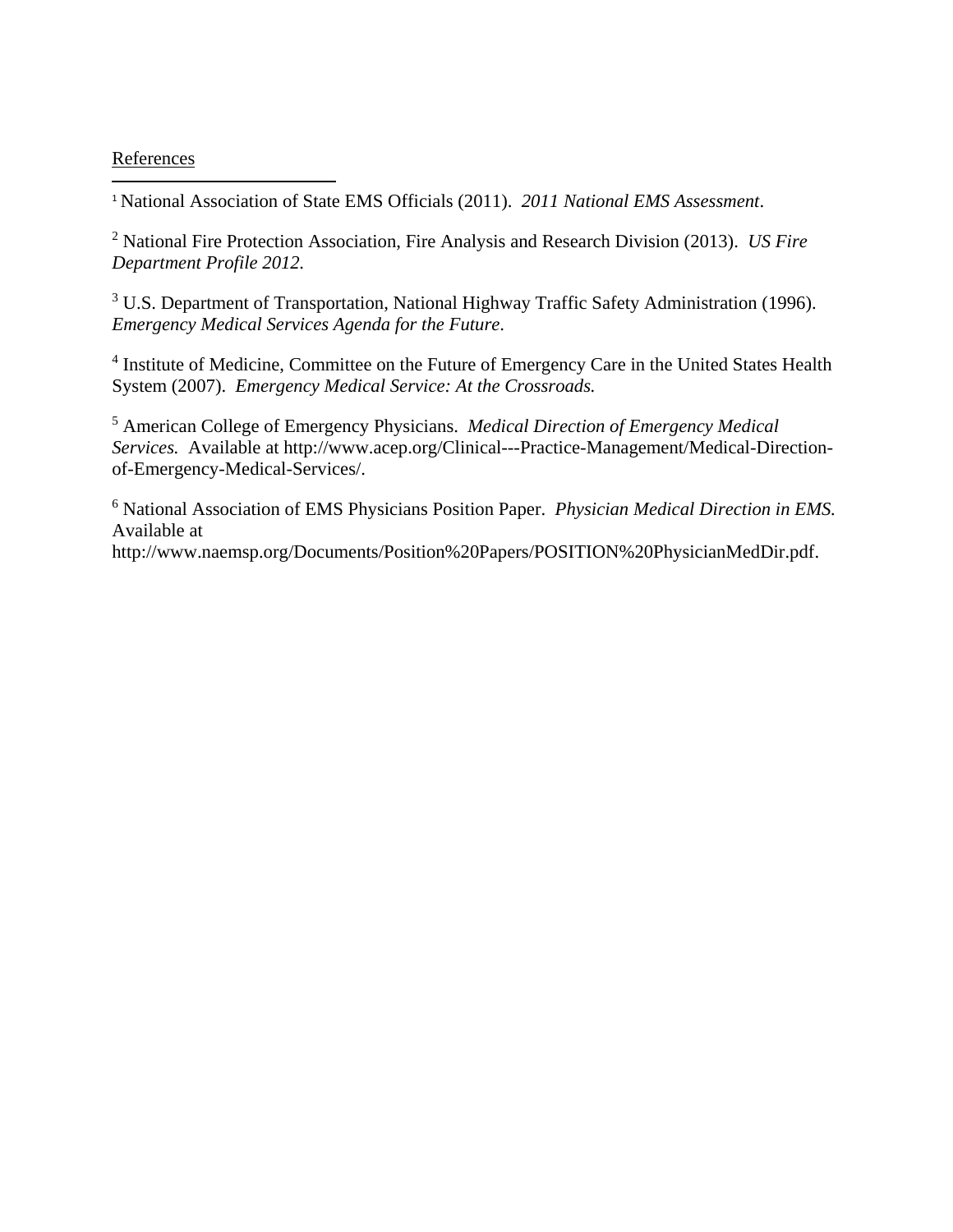References

[1] National Association of State EMS Officials (2011). *2011 National EMS Assessment*.

[2] National Fire Protection Association, Fire Analysis and Research Division (2013). *US Fire Department Profile 2012*.

[3] U.S. Department of Transportation, National Highway Traffic Safety Administration (1996). *Emergency Medical Services Agenda for the Future*.

[4] Institute of Medicine, Committee on the Future of Emergency Care in the United States Health System (2007). *Emergency Medical Service: At the Crossroads.*

[5] American College of Emergency Physicians. *Medical Direction of Emergency Medical Services.* Available at http://www.acep.org/Clinical---Practice-Management/Medical-Direction-of-Emergency-Medical-Services/.

[6] National Association of EMS Physicians Position Paper. *Physician Medical Direction in EMS.* Available at http://www.naemsp.org/Documents/Position%20Papers/POSITION%20PhysicianMedDir.pdf.